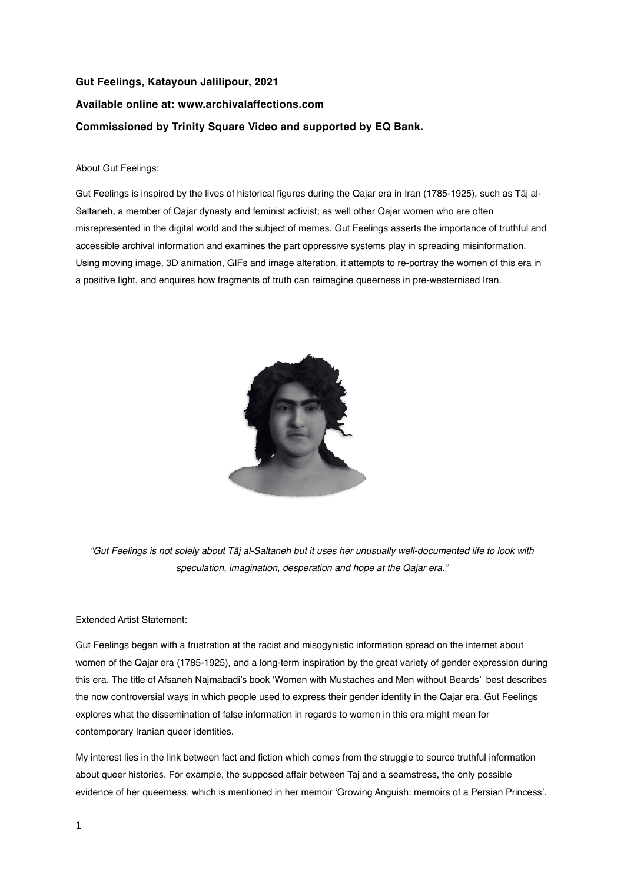**Gut Feelings, Katayoun Jalilipour, 2021**

**Available online at: www.archivalaffections.com**

**Commissioned by Trinity Square Video and supported by EQ Bank.**

About Gut Feelings:

Gut Feelings is inspired by the lives of historical figures during the Qajar era in Iran (1785-1925), such as Tāj al-Saltaneh, a member of Qajar dynasty and feminist activist; as well other Qajar women who are often misrepresented in the digital world and the subject of memes. Gut Feelings asserts the importance of truthful and accessible archival information and examines the part oppressive systems play in spreading misinformation. Using moving image, 3D animation, GIFs and image alteration, it attempts to re-portray the women of this era in a positive light, and enquires how fragments of truth can reimagine queerness in pre-westernised Iran.

*"Gut Feelings is not solely about Tāj al-Saltaneh but it uses her unusually well-documented life to look with speculation, imagination, desperation and hope at the Qajar era."*

Extended Artist Statement:

Gut Feelings began with a frustration at the racist and misogynistic information spread on the internet about women of the Qajar era (1785-1925), and a long-term inspiration by the great variety of gender expression during this era. The title of Afsaneh Najmabadi's book 'Women with Mustaches and Men without Beards' best describes the now controversial ways in which people used to express their gender identity in the Qajar era. Gut Feelings explores what the dissemination of false information in regards to women in this era might mean for contemporary Iranian queer identities.

My interest lies in the link between fact and fiction which comes from the struggle to source truthful information about queer histories. For example, the supposed affair between Taj and a seamstress, the only possible evidence of her queerness, which is mentioned in her memoir 'Growing Anguish: memoirs of a Persian Princess'.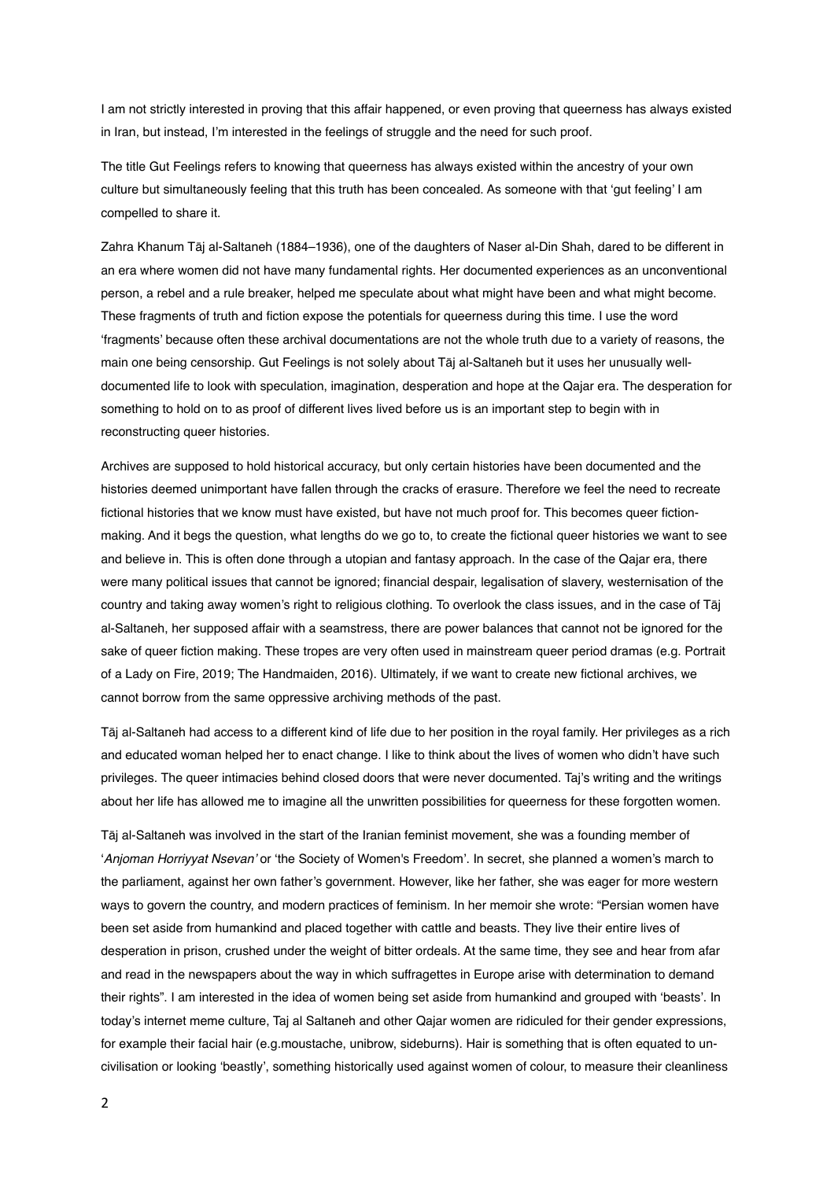I am not strictly interested in proving that this affair happened, or even proving that queerness has always existed in Iran, but instead, I'm interested in the feelings of struggle and the need for such proof.

The title Gut Feelings refers to knowing that queerness has always existed within the ancestry of your own culture but simultaneously feeling that this truth has been concealed. As someone with that 'gut feeling' I am compelled to share it.

Zahra Khanum Tāj al-Saltaneh (1884–1936), one of the daughters of Naser al-Din Shah, dared to be different in an era where women did not have many fundamental rights. Her documented experiences as an unconventional person, a rebel and a rule breaker, helped me speculate about what might have been and what might become. These fragments of truth and fiction expose the potentials for queerness during this time. I use the word 'fragments' because often these archival documentations are not the whole truth due to a variety of reasons, the main one being censorship. Gut Feelings is not solely about Tāj al-Saltaneh but it uses her unusually well-documented life to look with speculation, imagination, desperation and hope at the Qajar era. The desperation for something to hold on to as proof of different lives lived before us is an important step to begin with in reconstructing queer histories.

Archives are supposed to hold historical accuracy, but only certain histories have been documented and the histories deemed unimportant have fallen through the cracks of erasure. Therefore we feel the need to recreate fictional histories that we know must have existed, but have not much proof for. This becomes queer fiction-making. And it begs the question, what lengths do we go to, to create the fictional queer histories we want to see and believe in. This is often done through a utopian and fantasy approach. In the case of the Qajar era, there were many political issues that cannot be ignored; financial despair, legalisation of slavery, westernisation of the country and taking away women's right to religious clothing. To overlook the class issues, and in the case of Tāj al-Saltaneh, her supposed affair with a seamstress, there are power balances that cannot not be ignored for the sake of queer fiction making. These tropes are very often used in mainstream queer period dramas (e.g. Portrait of a Lady on Fire, 2019; The Handmaiden, 2016). Ultimately, if we want to create new fictional archives, we cannot borrow from the same oppressive archiving methods of the past.

Tāj al-Saltaneh had access to a different kind of life due to her position in the royal family. Her privileges as a rich and educated woman helped her to enact change. I like to think about the lives of women who didn't have such privileges. The queer intimacies behind closed doors that were never documented. Taj's writing and the writings about her life has allowed me to imagine all the unwritten possibilities for queerness for these forgotten women.

Tāj al-Saltaneh was involved in the start of the Iranian feminist movement, she was a founding member of '*Anjoman Horriyyat Nsevan'* or 'the Society of Women's Freedom'. In secret, she planned a women's march to the parliament, against her own father's government. However, like her father, she was eager for more western ways to govern the country, and modern practices of feminism. In her memoir she wrote: "Persian women have been set aside from humankind and placed together with cattle and beasts. They live their entire lives of desperation in prison, crushed under the weight of bitter ordeals. At the same time, they see and hear from afar and read in the newspapers about the way in which suffragettes in Europe arise with determination to demand their rights". I am interested in the idea of women being set aside from humankind and grouped with 'beasts'. In today's internet meme culture, Taj al Saltaneh and other Qajar women are ridiculed for their gender expressions, for example their facial hair (e.g.moustache, unibrow, sideburns). Hair is something that is often equated to un-civilisation or looking 'beastly', something historically used against women of colour, to measure their cleanliness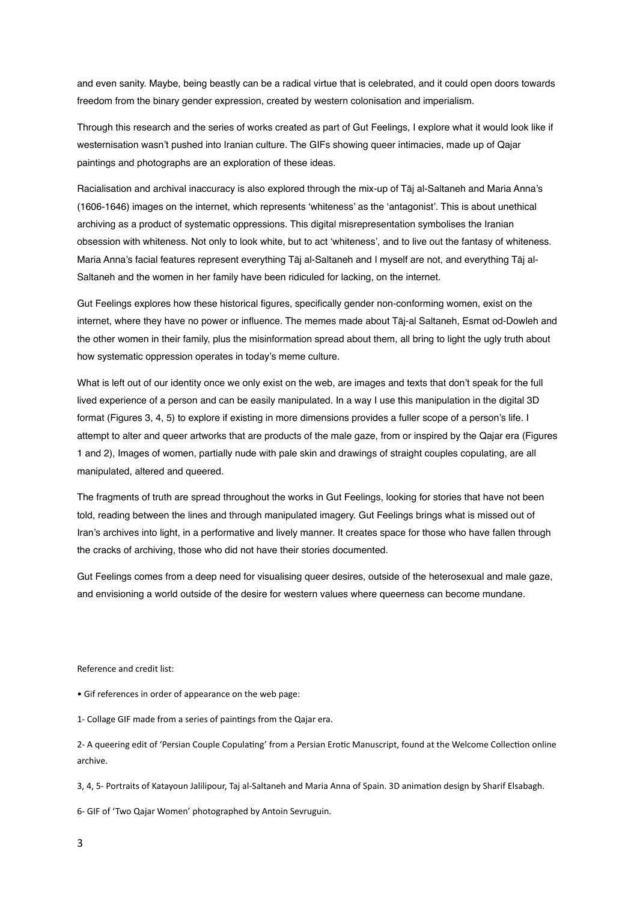and even sanity. Maybe, being beastly can be a radical virtue that is celebrated, and it could open doors towards freedom from the binary gender expression, created by western colonisation and imperialism.

Through this research and the series of works created as part of Gut Feelings, I explore what it would look like if westernisation wasn't pushed into Iranian culture. The GIFs showing queer intimacies, made up of Qajar paintings and photographs are an exploration of these ideas.

Racialisation and archival inaccuracy is also explored through the mix-up of Tāj al-Saltaneh and Maria Anna's (1606-1646) images on the internet, which represents 'whiteness' as the 'antagonist'. This is about unethical archiving as a product of systematic oppressions. This digital misrepresentation symbolises the Iranian obsession with whiteness. Not only to look white, but to act 'whiteness', and to live out the fantasy of whiteness. Maria Anna's facial features represent everything Tāj al-Saltaneh and I myself are not, and everything Tāj al-Saltaneh and the women in her family have been ridiculed for lacking, on the internet.

Gut Feelings explores how these historical figures, specifically gender non-conforming women, exist on the internet, where they have no power or influence. The memes made about Tāj-al Saltaneh, Esmat od-Dowleh and the other women in their family, plus the misinformation spread about them, all bring to light the ugly truth about how systematic oppression operates in today's meme culture.

What is left out of our identity once we only exist on the web, are images and texts that don't speak for the full lived experience of a person and can be easily manipulated. In a way I use this manipulation in the digital 3D format (Figures 3, 4, 5) to explore if existing in more dimensions provides a fuller scope of a person's life. I attempt to alter and queer artworks that are products of the male gaze, from or inspired by the Qajar era (Figures 1 and 2), Images of women, partially nude with pale skin and drawings of straight couples copulating, are all manipulated, altered and queered.

The fragments of truth are spread throughout the works in Gut Feelings, looking for stories that have not been told, reading between the lines and through manipulated imagery. Gut Feelings brings what is missed out of Iran's archives into light, in a performative and lively manner. It creates space for those who have fallen through the cracks of archiving, those who did not have their stories documented.

Gut Feelings comes from a deep need for visualising queer desires, outside of the heterosexual and male gaze, and envisioning a world outside of the desire for western values where queerness can become mundane.

Reference and credit list:

- Gif references in order of appearance on the web page:

1- Collage GIF made from a series of paintings from the Qajar era.

2- A queering edit of 'Persian Couple Copulating' from a Persian Erotic Manuscript, found at the Welcome Collection online archive.

3, 4, 5- Portraits of Katayoun Jalilipour, Taj al-Saltaneh and Maria Anna of Spain. 3D animation design by Sharif Elsabagh.

6- GIF of 'Two Qajar Women' photographed by Antoin Sevruguin.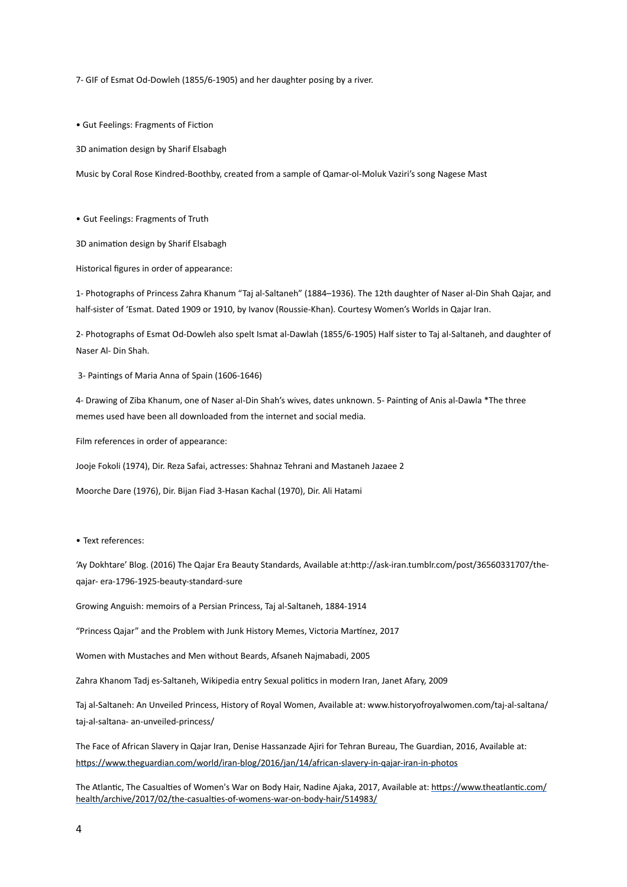7- GIF of Esmat Od-Dowleh (1855/6-1905) and her daughter posing by a river.

- Gut Feelings: Fragments of Fiction

3D animation design by Sharif Elsabagh

Music by Coral Rose Kindred-Boothby, created from a sample of Qamar-ol-Moluk Vaziri's song Nagese Mast

- Gut Feelings: Fragments of Truth

3D animation design by Sharif Elsabagh

Historical figures in order of appearance:

1- Photographs of Princess Zahra Khanum "Taj al-Saltaneh" (1884–1936). The 12th daughter of Naser al-Din Shah Qajar, and half-sister of 'Esmat. Dated 1909 or 1910, by Ivanov (Roussie-Khan). Courtesy Women's Worlds in Qajar Iran.

2- Photographs of Esmat Od-Dowleh also spelt Ismat al-Dawlah (1855/6-1905) Half sister to Taj al-Saltaneh, and daughter of Naser Al- Din Shah.

3- Paintings of Maria Anna of Spain (1606-1646)

4- Drawing of Ziba Khanum, one of Naser al-Din Shah's wives, dates unknown. 5- Painting of Anis al-Dawla *The three memes used have been all downloaded from the internet and social media.

Film references in order of appearance:

Jooje Fokoli (1974), Dir. Reza Safai, actresses: Shahnaz Tehrani and Mastaneh Jazaee 2

Moorche Dare (1976), Dir. Bijan Fiad 3-Hasan Kachal (1970), Dir. Ali Hatami

- Text references:

'Ay Dokhtare' Blog. (2016) The Qajar Era Beauty Standards, Available at:http://ask-iran.tumblr.com/post/36560331707/the-qajar- era-1796-1925-beauty-standard-sure

Growing Anguish: memoirs of a Persian Princess, Taj al-Saltaneh, 1884-1914

"Princess Qajar" and the Problem with Junk History Memes, Victoria Martínez, 2017

Women with Mustaches and Men without Beards, Afsaneh Najmabadi, 2005

Zahra Khanom Tadj es-Saltaneh, Wikipedia entry Sexual politics in modern Iran, Janet Afary, 2009

Taj al-Saltaneh: An Unveiled Princess, History of Royal Women, Available at: www.historyofroyalwomen.com/taj-al-saltana/taj-al-saltana- an-unveiled-princess/

The Face of African Slavery in Qajar Iran, Denise Hassanzade Ajiri for Tehran Bureau, The Guardian, 2016, Available at: https://www.theguardian.com/world/iran-blog/2016/jan/14/african-slavery-in-qajar-iran-in-photos

The Atlantic, The Casualties of Women's War on Body Hair, Nadine Ajaka, 2017, Available at: https://www.theatlantic.com/health/archive/2017/02/the-casualties-of-womens-war-on-body-hair/514983/